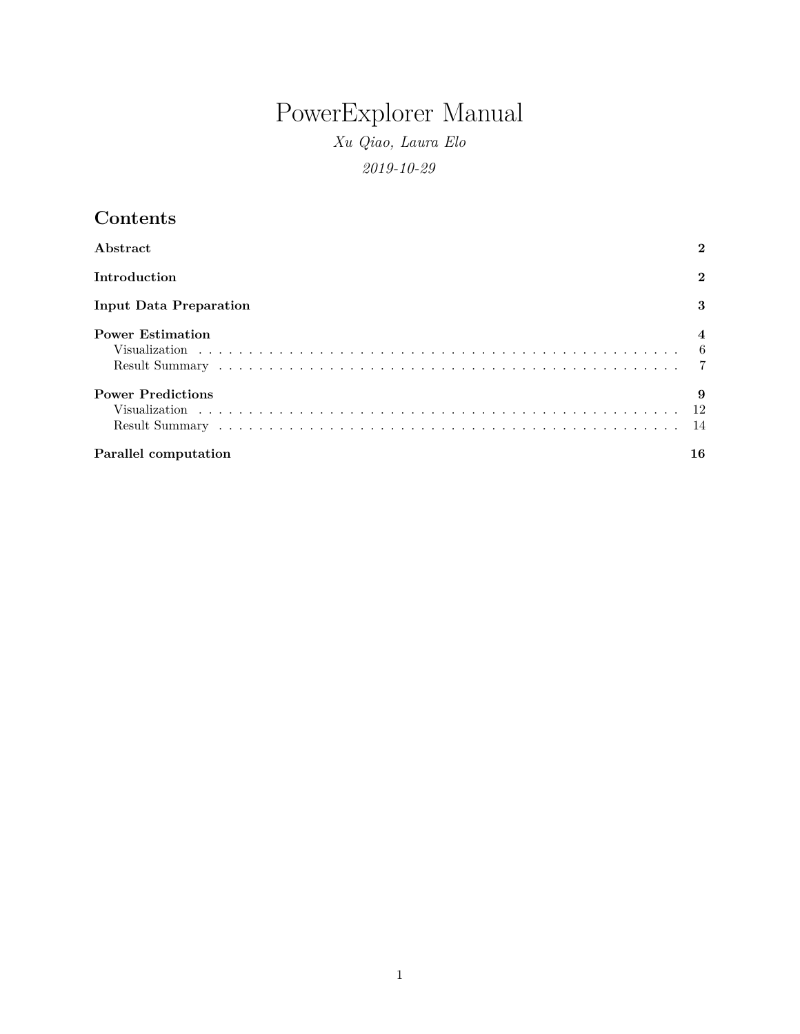# PowerExplorer Manual

*Xu Qiao, Laura Elo*

*2019-10-29*

## Contents

**Abstract** **2**

**Introduction** **2**

**Input Data Preparation** **3**

**Power Estimation** **4**
- Visualization . . . . . . . . . . . . . . . . . . . . . . . . . . . . . . . . . . . . . . . . . . . . . . . . 6
- Result Summary . . . . . . . . . . . . . . . . . . . . . . . . . . . . . . . . . . . . . . . . . . . . . . 7

**Power Predictions** **9**
- Visualization . . . . . . . . . . . . . . . . . . . . . . . . . . . . . . . . . . . . . . . . . . . . . . . . 12
- Result Summary . . . . . . . . . . . . . . . . . . . . . . . . . . . . . . . . . . . . . . . . . . . . . . 14

**Parallel computation** **16**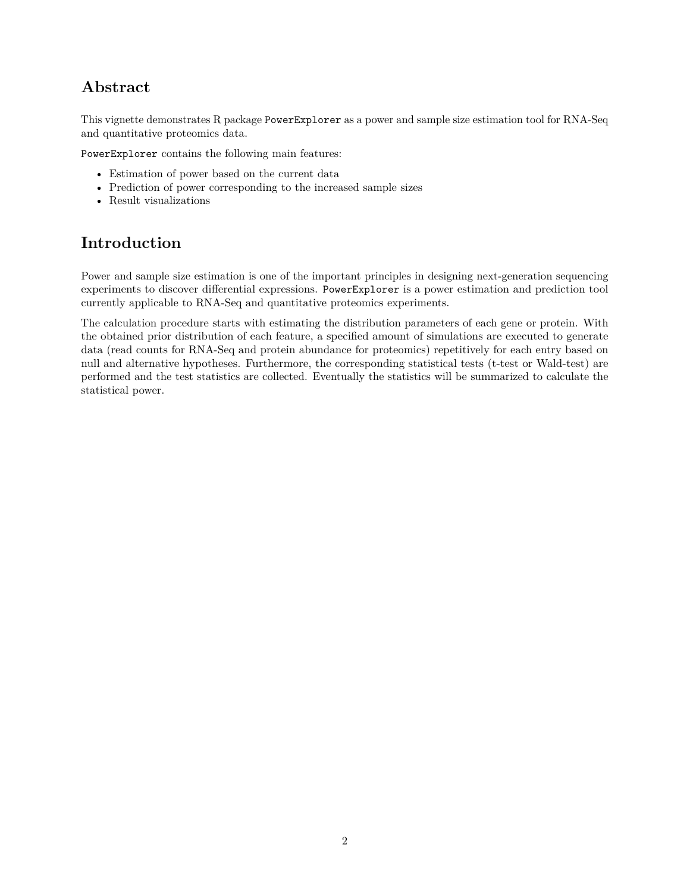## Abstract

This vignette demonstrates R package `PowerExplorer` as a power and sample size estimation tool for RNA-Seq and quantitative proteomics data.

`PowerExplorer` contains the following main features:

- Estimation of power based on the current data
- Prediction of power corresponding to the increased sample sizes
- Result visualizations

## Introduction

Power and sample size estimation is one of the important principles in designing next-generation sequencing experiments to discover differential expressions. `PowerExplorer` is a power estimation and prediction tool currently applicable to RNA-Seq and quantitative proteomics experiments.

The calculation procedure starts with estimating the distribution parameters of each gene or protein. With the obtained prior distribution of each feature, a specified amount of simulations are executed to generate data (read counts for RNA-Seq and protein abundance for proteomics) repetitively for each entry based on null and alternative hypotheses. Furthermore, the corresponding statistical tests (t-test or Wald-test) are performed and the test statistics are collected. Eventually the statistics will be summarized to calculate the statistical power.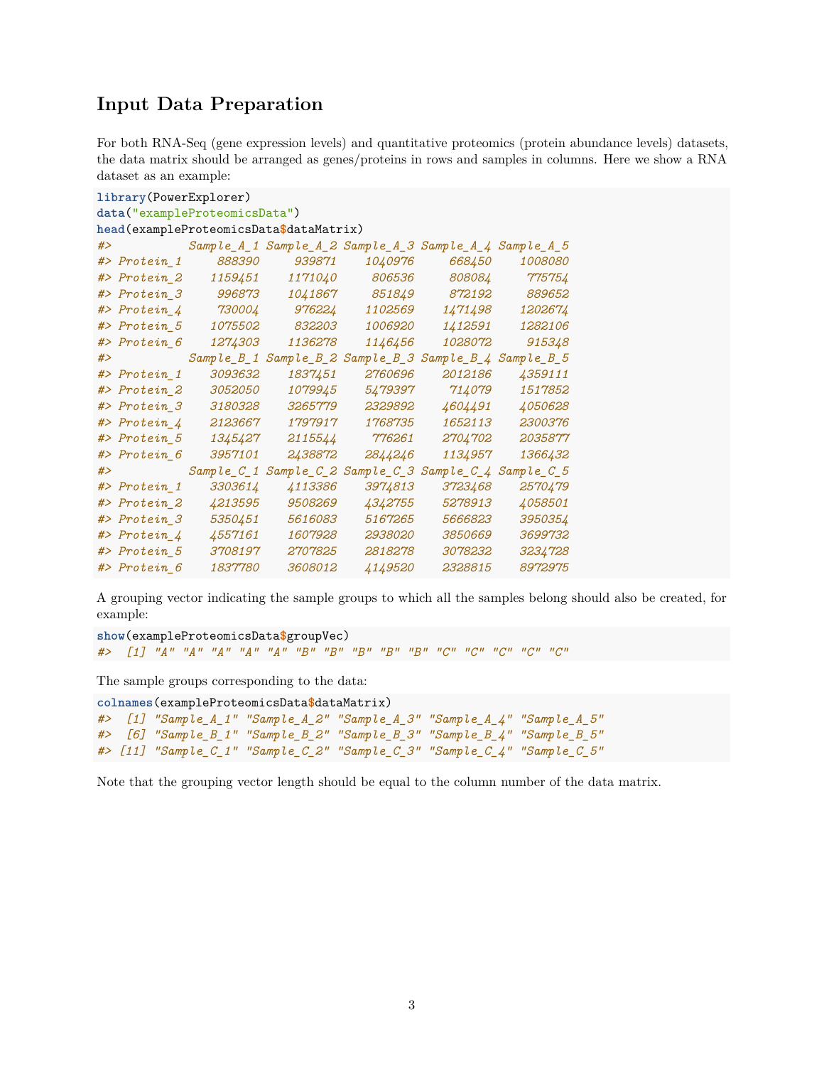## Input Data Preparation

For both RNA-Seq (gene expression levels) and quantitative proteomics (protein abundance levels) datasets, the data matrix should be arranged as genes/proteins in rows and samples in columns. Here we show a RNA dataset as an example:

```
library(PowerExplorer)
data("exampleProteomicsData")
head(exampleProteomicsData$dataMatrix)
#>           Sample_A_1 Sample_A_2 Sample_A_3 Sample_A_4 Sample_A_5
#> Protein_1     888390     939871    1040976     668450    1008080
#> Protein_2    1159451    1171040     806536     808084     775754
#> Protein_3     996873    1041867     851849     872192     889652
#> Protein_4     730004     976224    1102569    1471498    1202674
#> Protein_5    1075502     832203    1006920    1412591    1282106
#> Protein_6    1274303    1136278    1146456    1028072     915348
#>           Sample_B_1 Sample_B_2 Sample_B_3 Sample_B_4 Sample_B_5
#> Protein_1    3093632    1837451    2760696    2012186    4359111
#> Protein_2    3052050    1079945    5479397     714079    1517852
#> Protein_3    3180328    3265779    2329892    4604491    4050628
#> Protein_4    2123667    1797917    1768735    1652113    2300376
#> Protein_5    1345427    2115544     776261    2704702    2035877
#> Protein_6    3957101    2438872    2844246    1134957    1366432
#>           Sample_C_1 Sample_C_2 Sample_C_3 Sample_C_4 Sample_C_5
#> Protein_1    3303614    4113386    3974813    3723468    2570479
#> Protein_2    4213595    9508269    4342755    5278913    4058501
#> Protein_3    5350451    5616083    5167265    5666823    3950354
#> Protein_4    4557161    1607928    2938020    3850669    3699732
#> Protein_5    3708197    2707825    2818278    3078232    3234728
#> Protein_6    1837780    3608012    4149520    2328815    8972975
```

A grouping vector indicating the sample groups to which all the samples belong should also be created, for example:

```
show(exampleProteomicsData$groupVec)
#>  [1] "A" "A" "A" "A" "A" "B" "B" "B" "B" "B" "C" "C" "C" "C" "C"
```

The sample groups corresponding to the data:

```
colnames(exampleProteomicsData$dataMatrix)
#>  [1] "Sample_A_1" "Sample_A_2" "Sample_A_3" "Sample_A_4" "Sample_A_5"
#>  [6] "Sample_B_1" "Sample_B_2" "Sample_B_3" "Sample_B_4" "Sample_B_5"
#> [11] "Sample_C_1" "Sample_C_2" "Sample_C_3" "Sample_C_4" "Sample_C_5"
```

Note that the grouping vector length should be equal to the column number of the data matrix.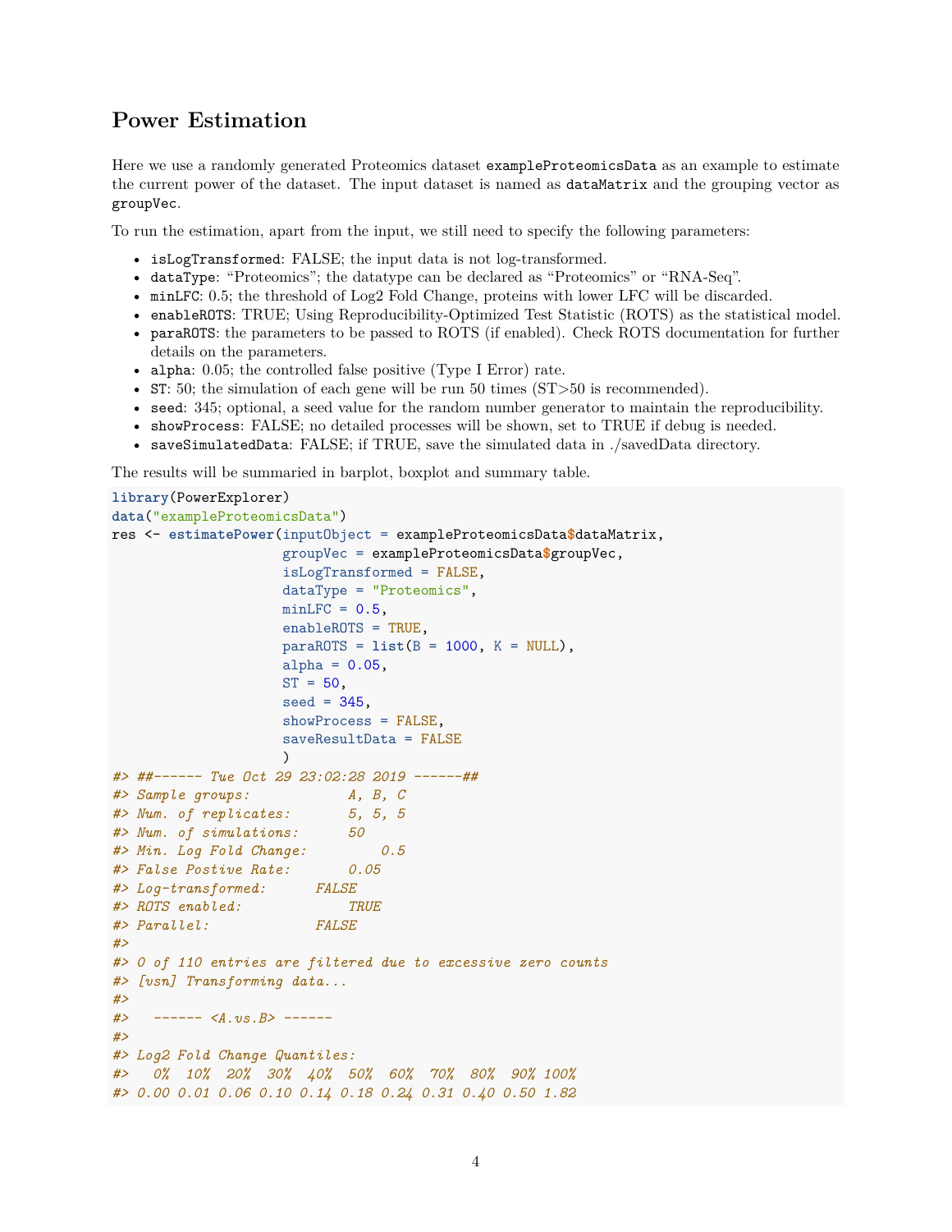## Power Estimation

Here we use a randomly generated Proteomics dataset `exampleProteomicsData` as an example to estimate the current power of the dataset. The input dataset is named as `dataMatrix` and the grouping vector as `groupVec`.

To run the estimation, apart from the input, we still need to specify the following parameters:

- `isLogTransformed`: FALSE; the input data is not log-transformed.
- `dataType`: "Proteomics"; the datatype can be declared as "Proteomics" or "RNA-Seq".
- `minLFC`: 0.5; the threshold of Log2 Fold Change, proteins with lower LFC will be discarded.
- `enableROTS`: TRUE; Using Reproducibility-Optimized Test Statistic (ROTS) as the statistical model.
- `paraROTS`: the parameters to be passed to ROTS (if enabled). Check ROTS documentation for further details on the parameters.
- `alpha`: 0.05; the controlled false positive (Type I Error) rate.
- `ST`: 50; the simulation of each gene will be run 50 times (ST>50 is recommended).
- `seed`: 345; optional, a seed value for the random number generator to maintain the reproducibility.
- `showProcess`: FALSE; no detailed processes will be shown, set to TRUE if debug is needed.
- `saveSimulatedData`: FALSE; if TRUE, save the simulated data in ./savedData directory.

The results will be summaried in barplot, boxplot and summary table.

```
library(PowerExplorer)
data("exampleProteomicsData")
res <- estimatePower(inputObject = exampleProteomicsData$dataMatrix,
                     groupVec = exampleProteomicsData$groupVec,
                     isLogTransformed = FALSE,
                     dataType = "Proteomics",
                     minLFC = 0.5,
                     enableROTS = TRUE,
                     paraROTS = list(B = 1000, K = NULL),
                     alpha = 0.05,
                     ST = 50,
                     seed = 345,
                     showProcess = FALSE,
                     saveResultData = FALSE
                     )
#> ##------ Tue Oct 29 23:02:28 2019 ------##
#> Sample groups:            A, B, C
#> Num. of replicates:       5, 5, 5
#> Num. of simulations:      50
#> Min. Log Fold Change:         0.5
#> False Postive Rate:       0.05
#> Log-transformed:      FALSE
#> ROTS enabled:             TRUE
#> Parallel:             FALSE
#>
#> 0 of 110 entries are filtered due to excessive zero counts
#> [vsn] Transforming data...
#>
#>   ------ <A.vs.B> ------
#>
#> Log2 Fold Change Quantiles:
#>   0%  10%  20%  30%  40%  50%  60%  70%  80%  90% 100%
#> 0.00 0.01 0.06 0.10 0.14 0.18 0.24 0.31 0.40 0.50 1.82
```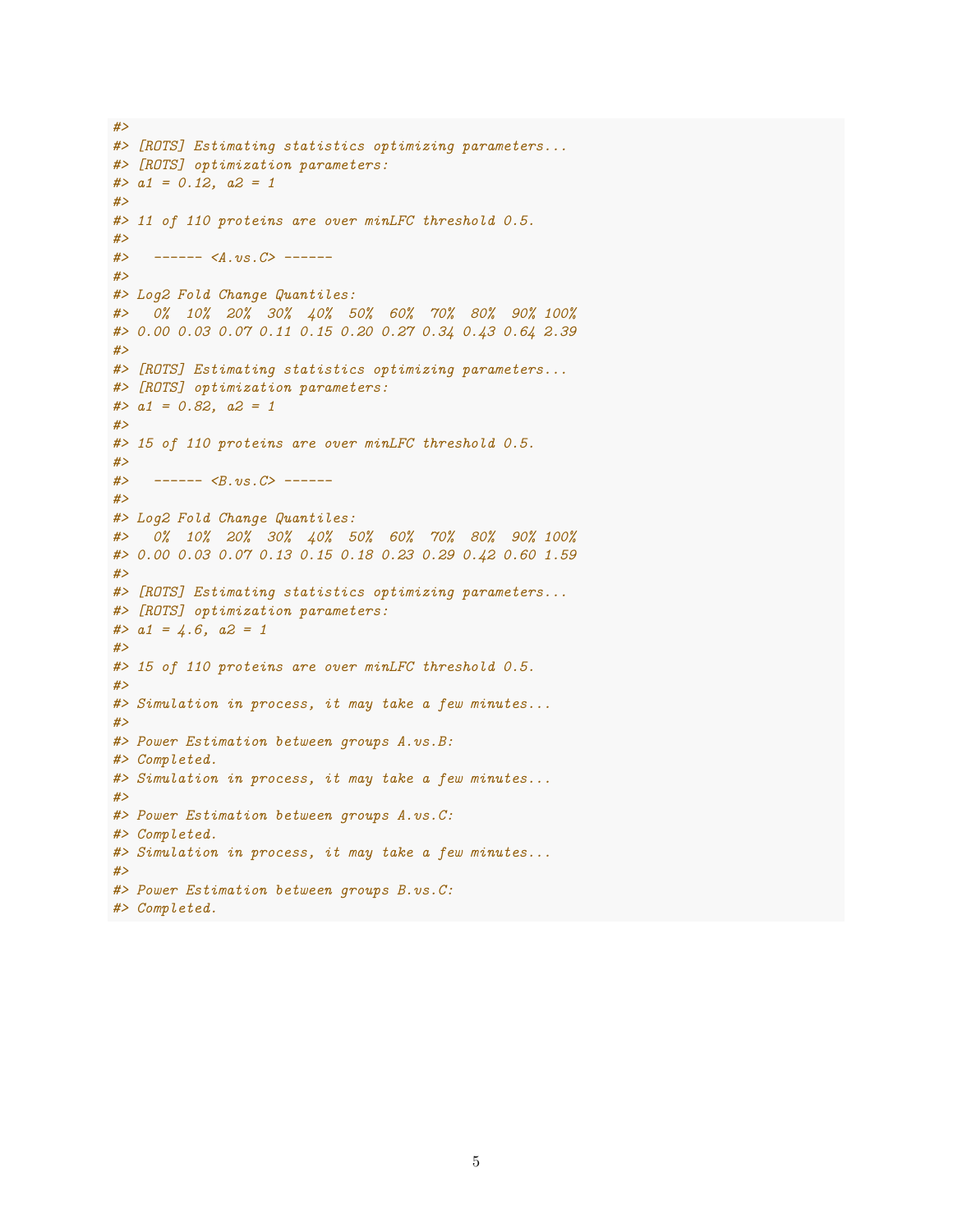```
#> 
#> [ROTS] Estimating statistics optimizing parameters...
#> [ROTS] optimization parameters:
#> a1 = 0.12, a2 = 1
#> 
#> 11 of 110 proteins are over minLFC threshold 0.5.
#> 
#>   ------ <A.vs.C> ------
#> 
#> Log2 Fold Change Quantiles:
#>   0%  10%  20%  30%  40%  50%  60%  70%  80%  90% 100% 
#> 0.00 0.03 0.07 0.11 0.15 0.20 0.27 0.34 0.43 0.64 2.39 
#> 
#> [ROTS] Estimating statistics optimizing parameters...
#> [ROTS] optimization parameters:
#> a1 = 0.82, a2 = 1
#> 
#> 15 of 110 proteins are over minLFC threshold 0.5.
#> 
#>   ------ <B.vs.C> ------
#> 
#> Log2 Fold Change Quantiles:
#>   0%  10%  20%  30%  40%  50%  60%  70%  80%  90% 100% 
#> 0.00 0.03 0.07 0.13 0.15 0.18 0.23 0.29 0.42 0.60 1.59 
#> 
#> [ROTS] Estimating statistics optimizing parameters...
#> [ROTS] optimization parameters:
#> a1 = 4.6, a2 = 1
#> 
#> 15 of 110 proteins are over minLFC threshold 0.5.
#> 
#> Simulation in process, it may take a few minutes...
#> 
#> Power Estimation between groups A.vs.B:
#> Completed.
#> Simulation in process, it may take a few minutes...
#> 
#> Power Estimation between groups A.vs.C:
#> Completed.
#> Simulation in process, it may take a few minutes...
#> 
#> Power Estimation between groups B.vs.C:
#> Completed.
```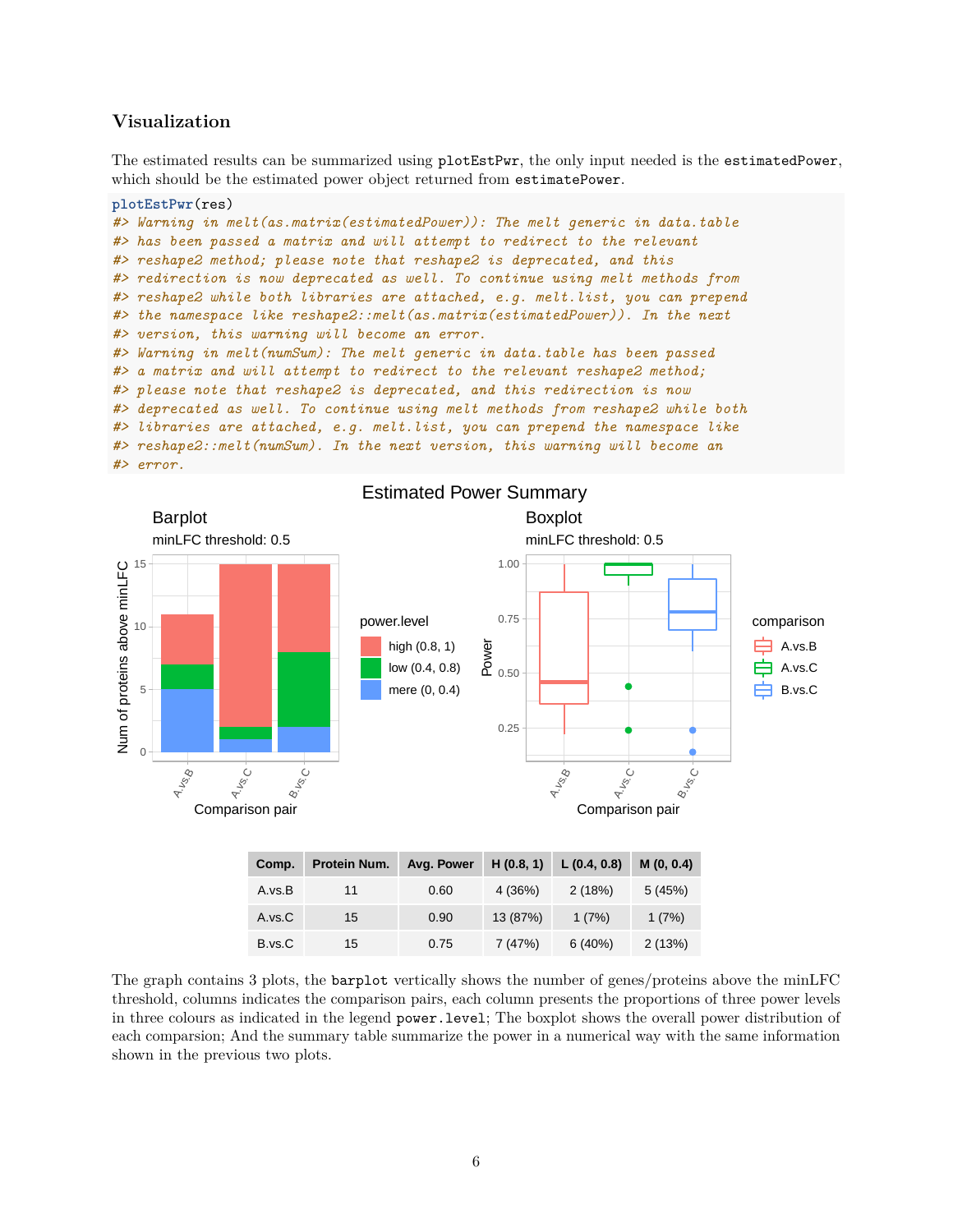## Visualization

The estimated results can be summarized using `plotEstPwr`, the only input needed is the `estimatedPower`, which should be the estimated power object returned from `estimatePower`.

```
plotEstPwr(res)
#> Warning in melt(as.matrix(estimatedPower)): The melt generic in data.table
#> has been passed a matrix and will attempt to redirect to the relevant
#> reshape2 method; please note that reshape2 is deprecated, and this
#> redirection is now deprecated as well. To continue using melt methods from
#> reshape2 while both libraries are attached, e.g. melt.list, you can prepend
#> the namespace like reshape2::melt(as.matrix(estimatedPower)). In the next
#> version, this warning will become an error.
#> Warning in melt(numSum): The melt generic in data.table has been passed
#> a matrix and will attempt to redirect to the relevant reshape2 method;
#> please note that reshape2 is deprecated, and this redirection is now
#> deprecated as well. To continue using melt methods from reshape2 while both
#> libraries are attached, e.g. melt.list, you can prepend the namespace like
#> reshape2::melt(numSum). In the next version, this warning will become an
#> error.
```

| Comp. | Protein Num. | Avg. Power | H (0.8, 1) | L (0.4, 0.8) | M (0, 0.4) |
|---|---|---|---|---|---|
| A.vs.B | 11 | 0.60 | 4 (36%) | 2 (18%) | 5 (45%) |
| A.vs.C | 15 | 0.90 | 13 (87%) | 1 (7%) | 1 (7%) |
| B.vs.C | 15 | 0.75 | 7 (47%) | 6 (40%) | 2 (13%) |

The graph contains 3 plots, the `barplot` vertically shows the number of genes/proteins above the minLFC threshold, columns indicates the comparison pairs, each column presents the proportions of three power levels in three colours as indicated in the legend `power.level`; The boxplot shows the overall power distribution of each comparsion; And the summary table summarize the power in a numerical way with the same information shown in the previous two plots.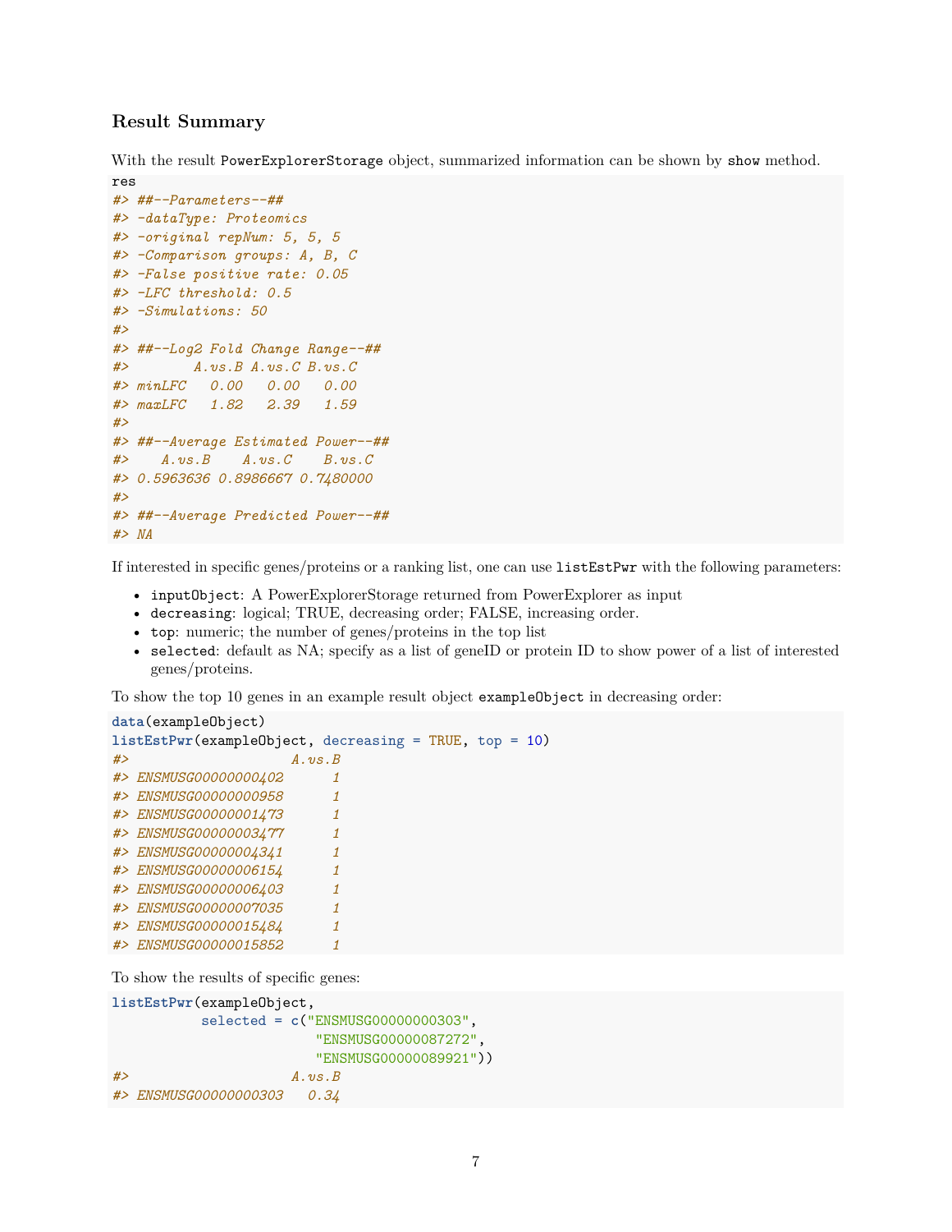### Result Summary

With the result `PowerExplorerStorage` object, summarized information can be shown by `show` method.

```
res
#> ##--Parameters--##
#> -dataType: Proteomics
#> -original repNum: 5, 5, 5
#> -Comparison groups: A, B, C
#> -False positive rate: 0.05
#> -LFC threshold: 0.5
#> -Simulations: 50
#>
#> ##--Log2 Fold Change Range--##
#>        A.vs.B A.vs.C B.vs.C
#> minLFC   0.00   0.00   0.00
#> maxLFC   1.82   2.39   1.59
#>
#> ##--Average Estimated Power--##
#>    A.vs.B    A.vs.C    B.vs.C
#> 0.5963636 0.8986667 0.7480000
#>
#> ##--Average Predicted Power--##
#> NA
```

If interested in specific genes/proteins or a ranking list, one can use `listEstPwr` with the following parameters:

- `inputObject`: A PowerExplorerStorage returned from PowerExplorer as input
- `decreasing`: logical; TRUE, decreasing order; FALSE, increasing order.
- `top`: numeric; the number of genes/proteins in the top list
- `selected`: default as NA; specify as a list of geneID or protein ID to show power of a list of interested genes/proteins.

To show the top 10 genes in an example result object `exampleObject` in decreasing order:

```
data(exampleObject)
listEstPwr(exampleObject, decreasing = TRUE, top = 10)
#>                    A.vs.B
#> ENSMUSG00000000402      1
#> ENSMUSG00000000958      1
#> ENSMUSG00000001473      1
#> ENSMUSG00000003477      1
#> ENSMUSG00000004341      1
#> ENSMUSG00000006154      1
#> ENSMUSG00000006403      1
#> ENSMUSG00000007035      1
#> ENSMUSG00000015484      1
#> ENSMUSG00000015852      1
```

To show the results of specific genes:

```
listEstPwr(exampleObject,
           selected = c("ENSMUSG00000000303",
                        "ENSMUSG00000087272",
                        "ENSMUSG00000089921"))
#>                    A.vs.B
#> ENSMUSG00000000303   0.34
```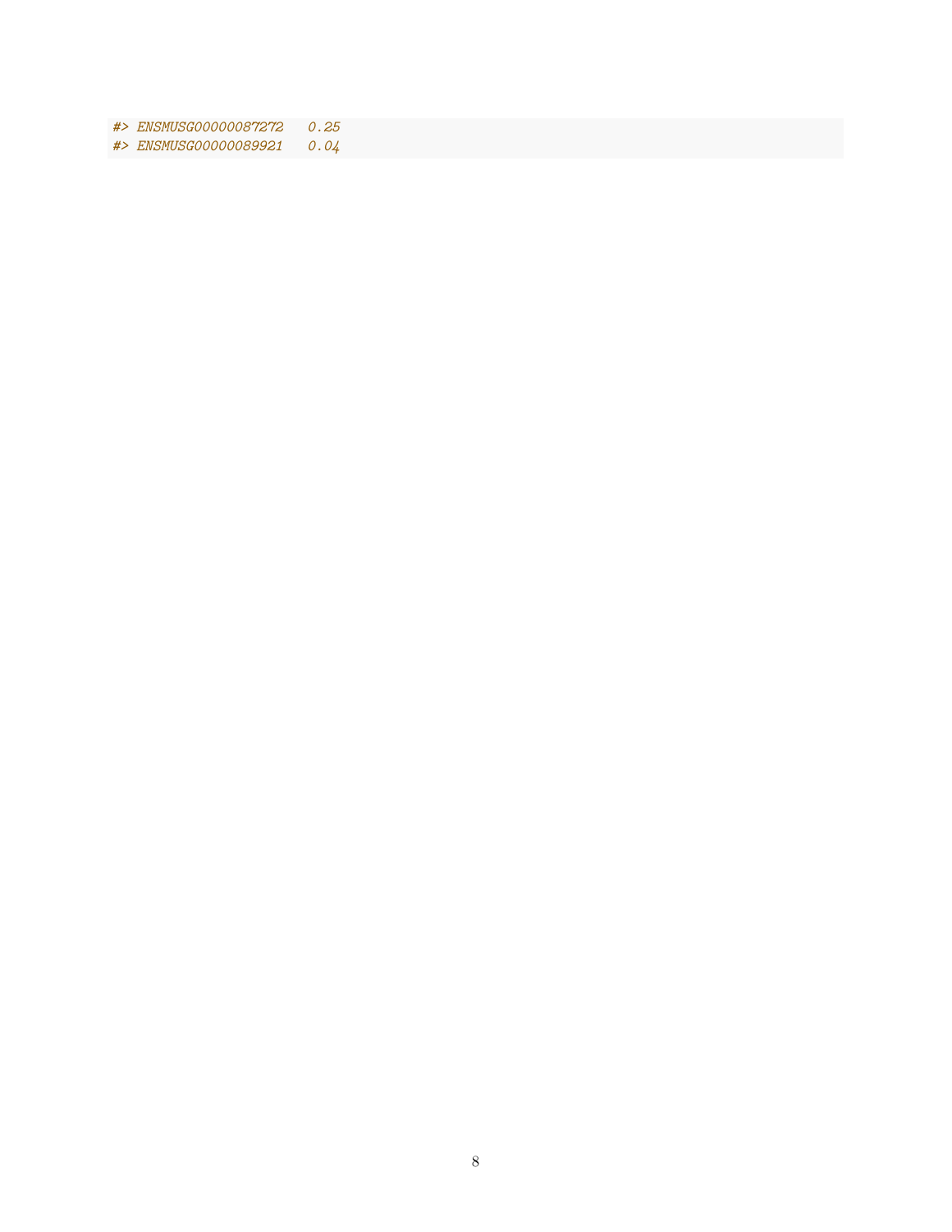```
#> ENSMUSG00000087272   0.25
#> ENSMUSG00000089921   0.04
```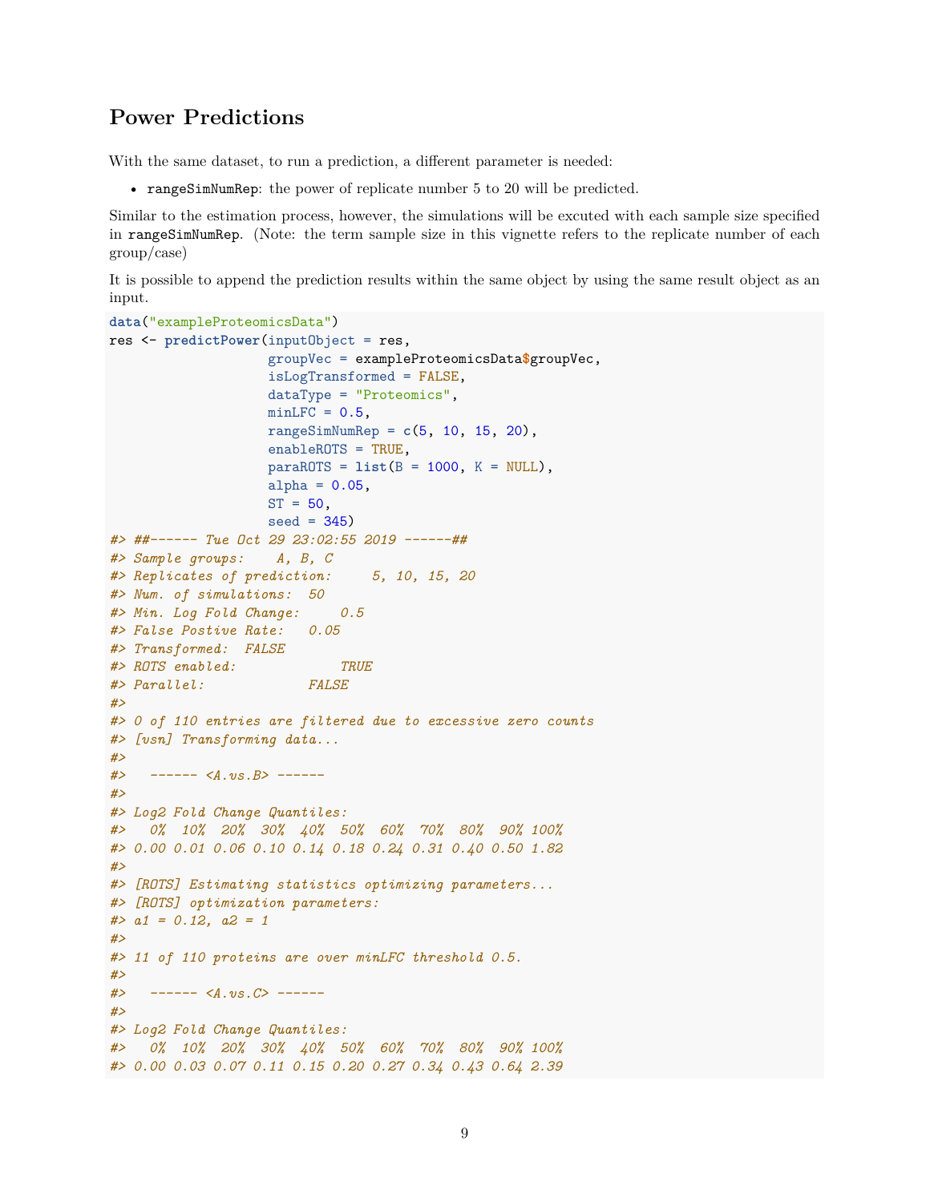## Power Predictions

With the same dataset, to run a prediction, a different parameter is needed:

- `rangeSimNumRep`: the power of replicate number 5 to 20 will be predicted.

Similar to the estimation process, however, the simulations will be excuted with each sample size specified in `rangeSimNumRep`. (Note: the term sample size in this vignette refers to the replicate number of each group/case)

It is possible to append the prediction results within the same object by using the same result object as an input.

```
data("exampleProteomicsData")
res <- predictPower(inputObject = res,
                    groupVec = exampleProteomicsData$groupVec,
                    isLogTransformed = FALSE,
                    dataType = "Proteomics",
                    minLFC = 0.5,
                    rangeSimNumRep = c(5, 10, 15, 20),
                    enableROTS = TRUE,
                    paraROTS = list(B = 1000, K = NULL),
                    alpha = 0.05,
                    ST = 50,
                    seed = 345)
#> ##------ Tue Oct 29 23:02:55 2019 ------##
#> Sample groups:    A, B, C
#> Replicates of prediction:     5, 10, 15, 20
#> Num. of simulations:  50
#> Min. Log Fold Change:     0.5
#> False Postive Rate:   0.05
#> Transformed:  FALSE
#> ROTS enabled:             TRUE
#> Parallel:             FALSE
#>
#> 0 of 110 entries are filtered due to excessive zero counts
#> [vsn] Transforming data...
#>
#>   ------ <A.vs.B> ------
#>
#> Log2 Fold Change Quantiles:
#>   0%  10%  20%  30%  40%  50%  60%  70%  80%  90% 100%
#> 0.00 0.01 0.06 0.10 0.14 0.18 0.24 0.31 0.40 0.50 1.82
#>
#> [ROTS] Estimating statistics optimizing parameters...
#> [ROTS] optimization parameters:
#> a1 = 0.12, a2 = 1
#>
#> 11 of 110 proteins are over minLFC threshold 0.5.
#>
#>   ------ <A.vs.C> ------
#>
#> Log2 Fold Change Quantiles:
#>   0%  10%  20%  30%  40%  50%  60%  70%  80%  90% 100%
#> 0.00 0.03 0.07 0.11 0.15 0.20 0.27 0.34 0.43 0.64 2.39
```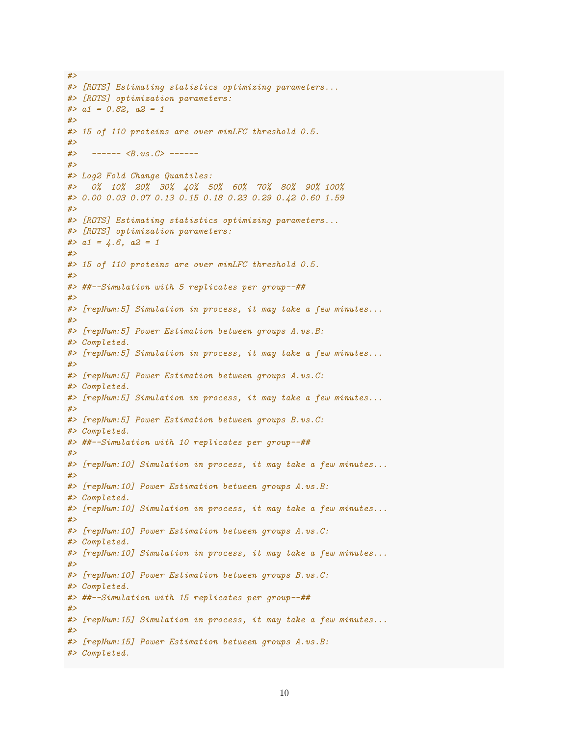```
#> 
#> [ROTS] Estimating statistics optimizing parameters...
#> [ROTS] optimization parameters:
#> a1 = 0.82, a2 = 1
#> 
#> 15 of 110 proteins are over minLFC threshold 0.5.
#> 
#>   ------ <B.vs.C> ------
#> 
#> Log2 Fold Change Quantiles:
#>   0%  10%  20%  30%  40%  50%  60%  70%  80%  90% 100% 
#> 0.00 0.03 0.07 0.13 0.15 0.18 0.23 0.29 0.42 0.60 1.59 
#> 
#> [ROTS] Estimating statistics optimizing parameters...
#> [ROTS] optimization parameters:
#> a1 = 4.6, a2 = 1
#> 
#> 15 of 110 proteins are over minLFC threshold 0.5.
#> 
#> ##--Simulation with 5 replicates per group--##
#> 
#> [repNum:5] Simulation in process, it may take a few minutes...
#> 
#> [repNum:5] Power Estimation between groups A.vs.B:
#> Completed.
#> [repNum:5] Simulation in process, it may take a few minutes...
#> 
#> [repNum:5] Power Estimation between groups A.vs.C:
#> Completed.
#> [repNum:5] Simulation in process, it may take a few minutes...
#> 
#> [repNum:5] Power Estimation between groups B.vs.C:
#> Completed.
#> ##--Simulation with 10 replicates per group--##
#> 
#> [repNum:10] Simulation in process, it may take a few minutes...
#> 
#> [repNum:10] Power Estimation between groups A.vs.B:
#> Completed.
#> [repNum:10] Simulation in process, it may take a few minutes...
#> 
#> [repNum:10] Power Estimation between groups A.vs.C:
#> Completed.
#> [repNum:10] Simulation in process, it may take a few minutes...
#> 
#> [repNum:10] Power Estimation between groups B.vs.C:
#> Completed.
#> ##--Simulation with 15 replicates per group--##
#> 
#> [repNum:15] Simulation in process, it may take a few minutes...
#> 
#> [repNum:15] Power Estimation between groups A.vs.B:
#> Completed.
```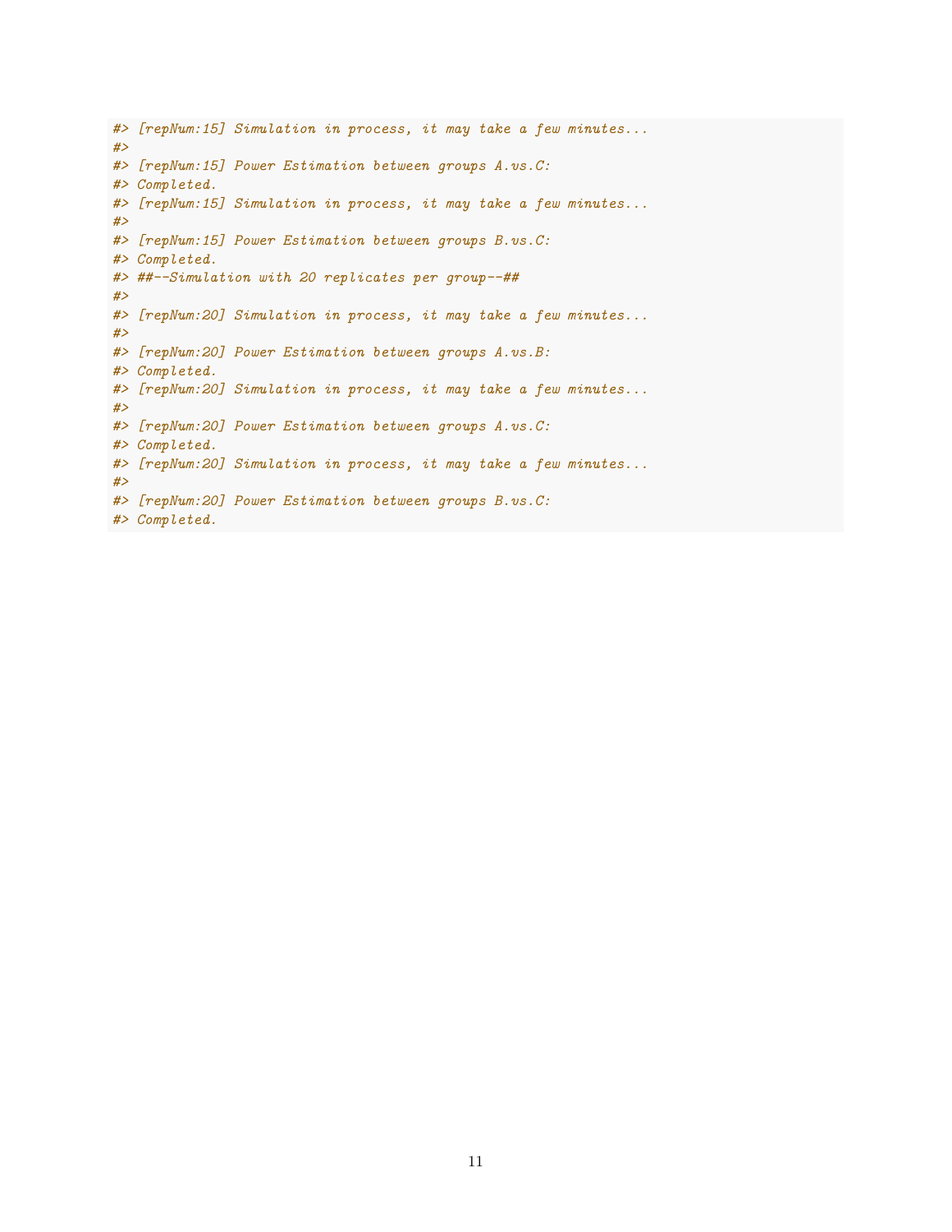```
#> [repNum:15] Simulation in process, it may take a few minutes...
#>
#> [repNum:15] Power Estimation between groups A.vs.C:
#> Completed.
#> [repNum:15] Simulation in process, it may take a few minutes...
#>
#> [repNum:15] Power Estimation between groups B.vs.C:
#> Completed.
#> ##--Simulation with 20 replicates per group--##
#>
#> [repNum:20] Simulation in process, it may take a few minutes...
#>
#> [repNum:20] Power Estimation between groups A.vs.B:
#> Completed.
#> [repNum:20] Simulation in process, it may take a few minutes...
#>
#> [repNum:20] Power Estimation between groups A.vs.C:
#> Completed.
#> [repNum:20] Simulation in process, it may take a few minutes...
#>
#> [repNum:20] Power Estimation between groups B.vs.C:
#> Completed.
```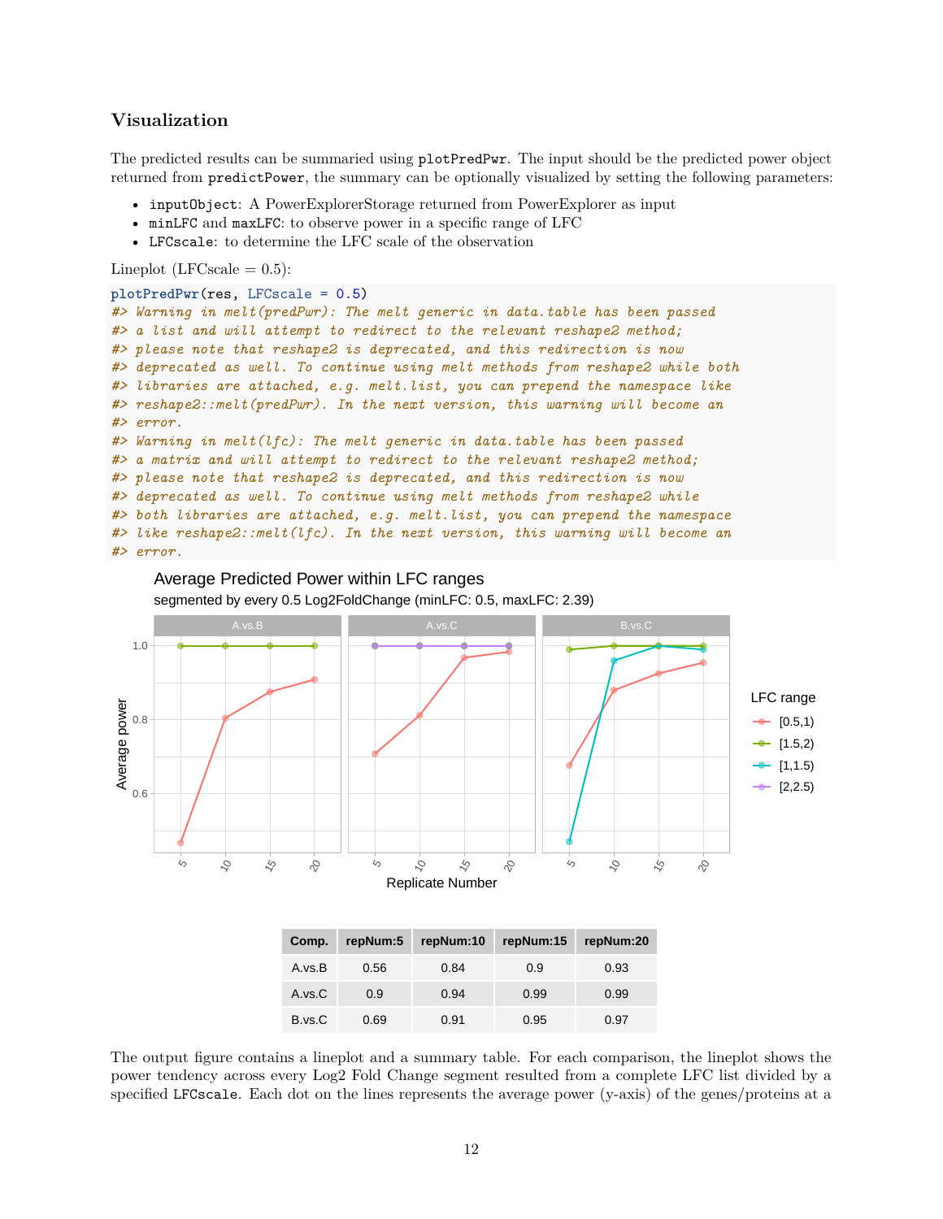## Visualization

The predicted results can be summaried using `plotPredPwr`. The input should be the predicted power object returned from `predictPower`, the summary can be optionally visualized by setting the following parameters:

- `inputObject`: A PowerExplorerStorage returned from PowerExplorer as input
- `minLFC` and `maxLFC`: to observe power in a specific range of LFC
- `LFCscale`: to determine the LFC scale of the observation

Lineplot (LFCscale = 0.5):

```
plotPredPwr(res, LFCscale = 0.5)
#> Warning in melt(predPwr): The melt generic in data.table has been passed
#> a list and will attempt to redirect to the relevant reshape2 method;
#> please note that reshape2 is deprecated, and this redirection is now
#> deprecated as well. To continue using melt methods from reshape2 while both
#> libraries are attached, e.g. melt.list, you can prepend the namespace like
#> reshape2::melt(predPwr). In the next version, this warning will become an
#> error.
#> Warning in melt(lfc): The melt generic in data.table has been passed
#> a matrix and will attempt to redirect to the relevant reshape2 method;
#> please note that reshape2 is deprecated, and this redirection is now
#> deprecated as well. To continue using melt methods from reshape2 while
#> both libraries are attached, e.g. melt.list, you can prepend the namespace
#> like reshape2::melt(lfc). In the next version, this warning will become an
#> error.
```

| Comp. | repNum:5 | repNum:10 | repNum:15 | repNum:20 |
|---|---|---|---|---|
| A.vs.B | 0.56 | 0.84 | 0.9 | 0.93 |
| A.vs.C | 0.9 | 0.94 | 0.99 | 0.99 |
| B.vs.C | 0.69 | 0.91 | 0.95 | 0.97 |

The output figure contains a lineplot and a summary table. For each comparison, the lineplot shows the power tendency across every Log2 Fold Change segment resulted from a complete LFC list divided by a specified `LFCscale`. Each dot on the lines represents the average power (y-axis) of the genes/proteins at a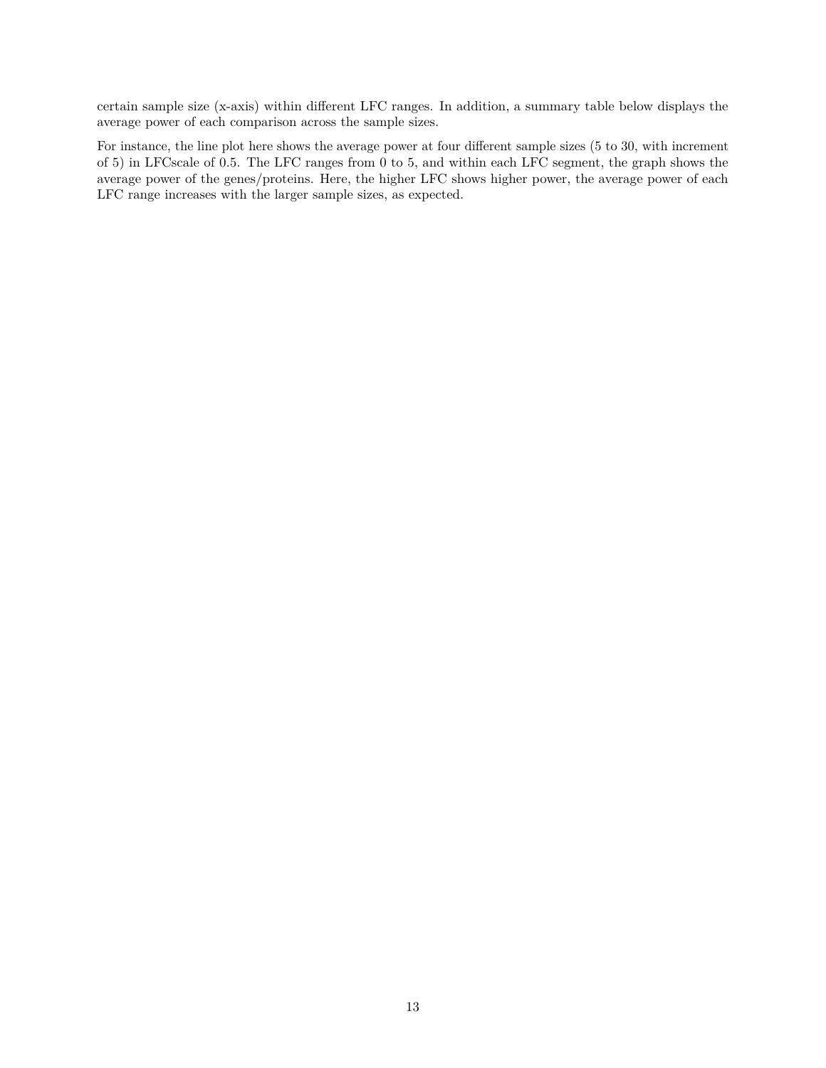certain sample size (x-axis) within different LFC ranges. In addition, a summary table below displays the average power of each comparison across the sample sizes.

For instance, the line plot here shows the average power at four different sample sizes (5 to 30, with increment of 5) in LFCscale of 0.5. The LFC ranges from 0 to 5, and within each LFC segment, the graph shows the average power of the genes/proteins. Here, the higher LFC shows higher power, the average power of each LFC range increases with the larger sample sizes, as expected.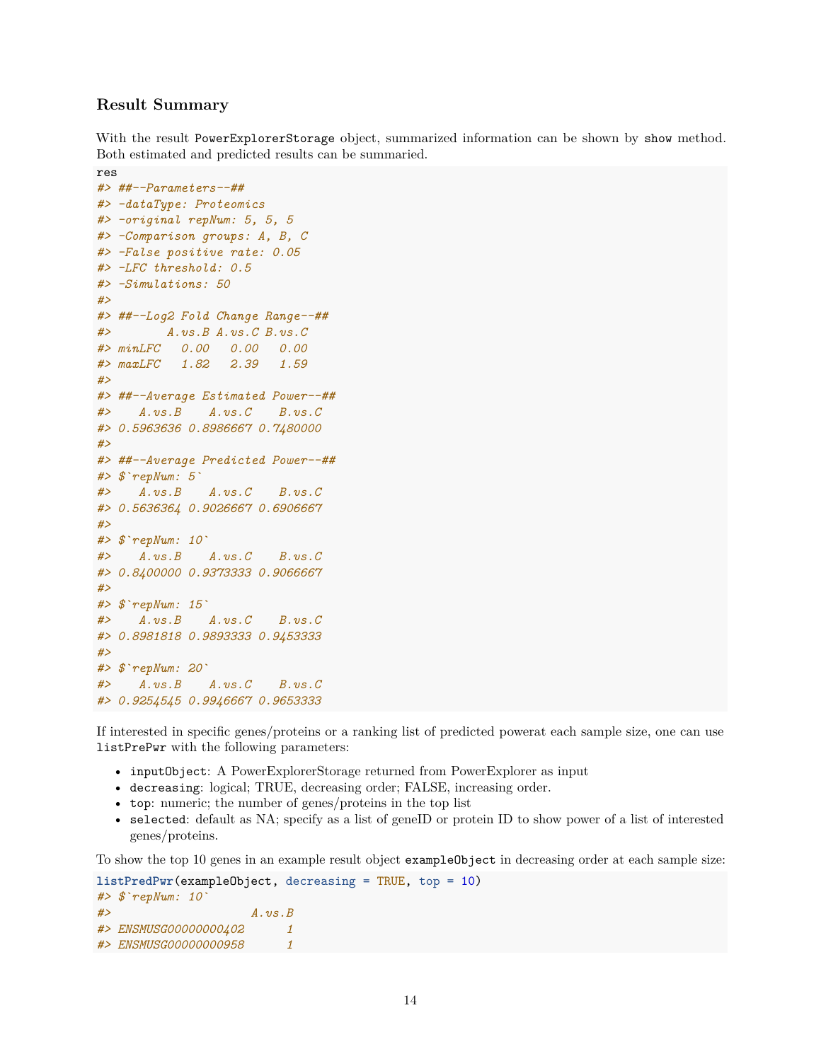### Result Summary

With the result `PowerExplorerStorage` object, summarized information can be shown by `show` method. Both estimated and predicted results can be summaried.

```
res
#> ##--Parameters--##
#> -dataType: Proteomics
#> -original repNum: 5, 5, 5
#> -Comparison groups: A, B, C
#> -False positive rate: 0.05
#> -LFC threshold: 0.5
#> -Simulations: 50
#>
#> ##--Log2 Fold Change Range--##
#>        A.vs.B A.vs.C B.vs.C
#> minLFC   0.00   0.00   0.00
#> maxLFC   1.82   2.39   1.59
#>
#> ##--Average Estimated Power--##
#>    A.vs.B    A.vs.C    B.vs.C
#> 0.5963636 0.8986667 0.7480000
#>
#> ##--Average Predicted Power--##
#> $`repNum: 5`
#>    A.vs.B    A.vs.C    B.vs.C
#> 0.5636364 0.9026667 0.6906667
#>
#> $`repNum: 10`
#>    A.vs.B    A.vs.C    B.vs.C
#> 0.8400000 0.9373333 0.9066667
#>
#> $`repNum: 15`
#>    A.vs.B    A.vs.C    B.vs.C
#> 0.8981818 0.9893333 0.9453333
#>
#> $`repNum: 20`
#>    A.vs.B    A.vs.C    B.vs.C
#> 0.9254545 0.9946667 0.9653333
```

If interested in specific genes/proteins or a ranking list of predicted powerat each sample size, one can use `listPrePwr` with the following parameters:

- `inputObject`: A PowerExplorerStorage returned from PowerExplorer as input
- `decreasing`: logical; TRUE, decreasing order; FALSE, increasing order.
- `top`: numeric; the number of genes/proteins in the top list
- `selected`: default as NA; specify as a list of geneID or protein ID to show power of a list of interested genes/proteins.

To show the top 10 genes in an example result object `exampleObject` in decreasing order at each sample size:

```
listPredPwr(exampleObject, decreasing = TRUE, top = 10)
#> $`repNum: 10`
#>                    A.vs.B
#> ENSMUSG00000000402      1
#> ENSMUSG00000000958      1
```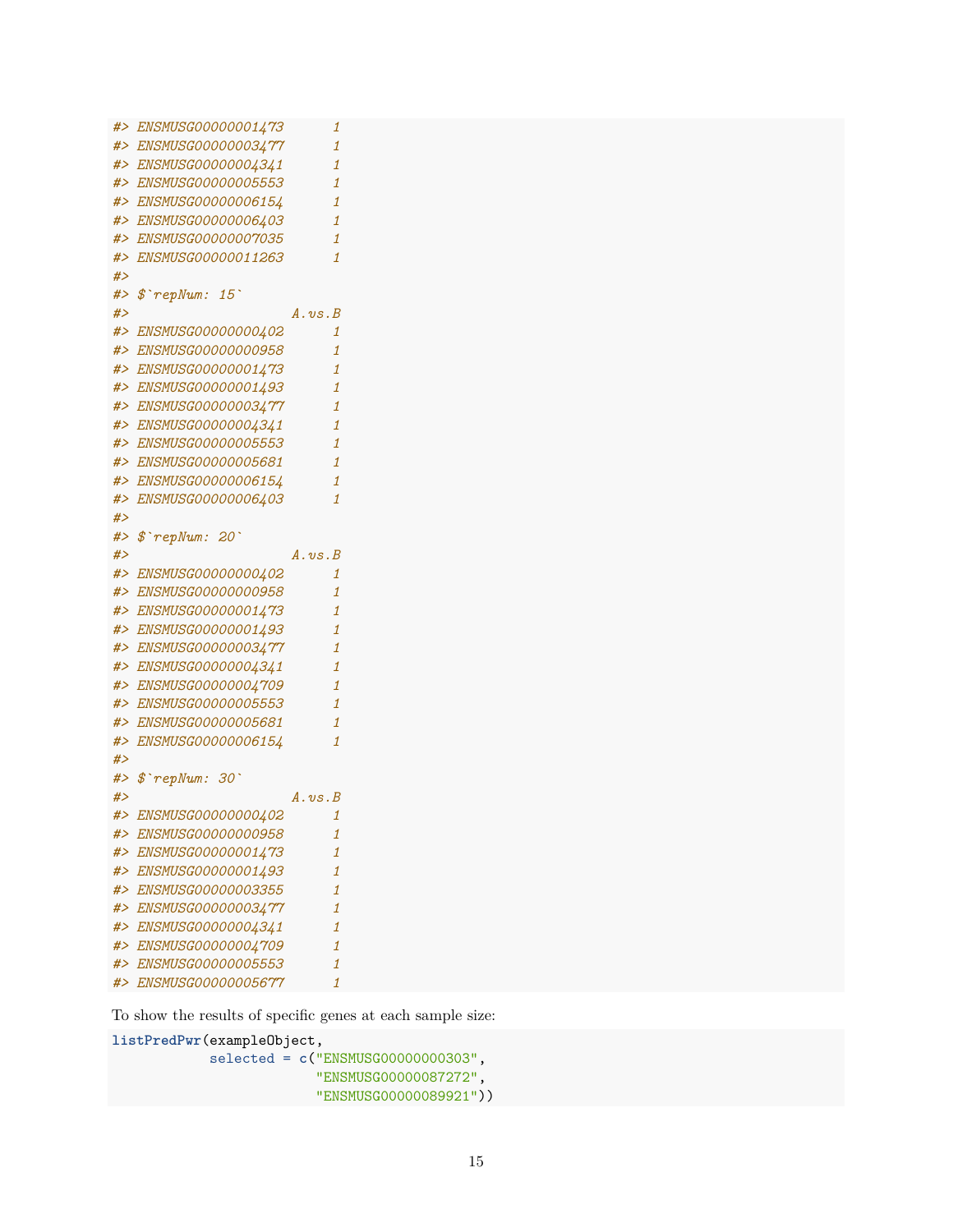```
#> ENSMUSG00000001473      1
#> ENSMUSG00000003477      1
#> ENSMUSG00000004341      1
#> ENSMUSG00000005553      1
#> ENSMUSG00000006154      1
#> ENSMUSG00000006403      1
#> ENSMUSG00000007035      1
#> ENSMUSG00000011263      1
#>
#> $`repNum: 15`
#>                    A.vs.B
#> ENSMUSG00000000402      1
#> ENSMUSG00000000958      1
#> ENSMUSG00000001473      1
#> ENSMUSG00000001493      1
#> ENSMUSG00000003477      1
#> ENSMUSG00000004341      1
#> ENSMUSG00000005553      1
#> ENSMUSG00000005681      1
#> ENSMUSG00000006154      1
#> ENSMUSG00000006403      1
#>
#> $`repNum: 20`
#>                    A.vs.B
#> ENSMUSG00000000402      1
#> ENSMUSG00000000958      1
#> ENSMUSG00000001473      1
#> ENSMUSG00000001493      1
#> ENSMUSG00000003477      1
#> ENSMUSG00000004341      1
#> ENSMUSG00000004709      1
#> ENSMUSG00000005553      1
#> ENSMUSG00000005681      1
#> ENSMUSG00000006154      1
#>
#> $`repNum: 30`
#>                    A.vs.B
#> ENSMUSG00000000402      1
#> ENSMUSG00000000958      1
#> ENSMUSG00000001473      1
#> ENSMUSG00000001493      1
#> ENSMUSG00000003355      1
#> ENSMUSG00000003477      1
#> ENSMUSG00000004341      1
#> ENSMUSG00000004709      1
#> ENSMUSG00000005553      1
#> ENSMUSG00000005677      1
```

To show the results of specific genes at each sample size:

```
listPredPwr(exampleObject,
            selected = c("ENSMUSG00000000303",
                         "ENSMUSG00000087272",
                         "ENSMUSG00000089921"))
```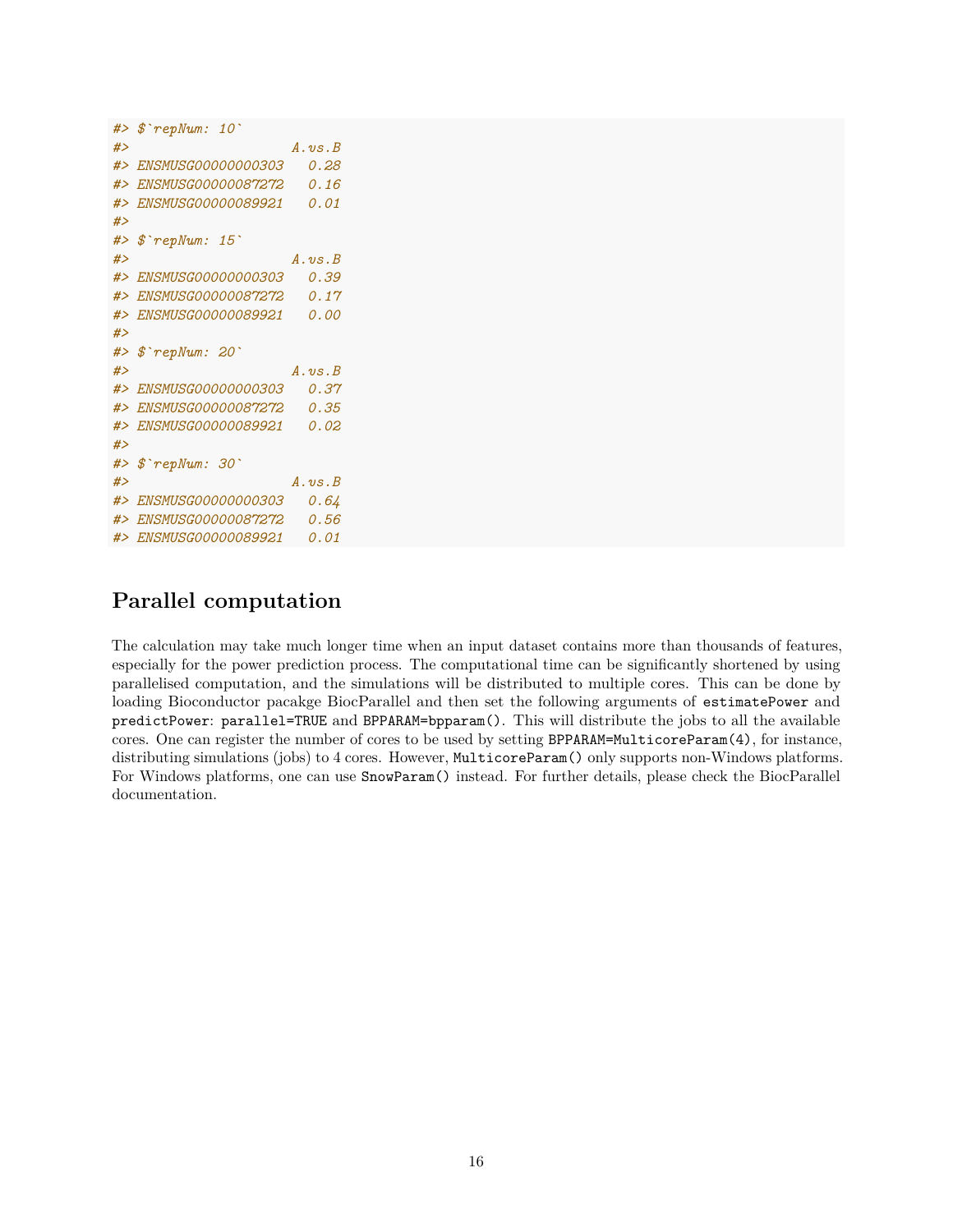```
#> $`repNum: 10`
#>                    A.vs.B
#> ENSMUSG00000000303   0.28
#> ENSMUSG00000087272   0.16
#> ENSMUSG00000089921   0.01
#>
#> $`repNum: 15`
#>                    A.vs.B
#> ENSMUSG00000000303   0.39
#> ENSMUSG00000087272   0.17
#> ENSMUSG00000089921   0.00
#>
#> $`repNum: 20`
#>                    A.vs.B
#> ENSMUSG00000000303   0.37
#> ENSMUSG00000087272   0.35
#> ENSMUSG00000089921   0.02
#>
#> $`repNum: 30`
#>                    A.vs.B
#> ENSMUSG00000000303   0.64
#> ENSMUSG00000087272   0.56
#> ENSMUSG00000089921   0.01
```

## Parallel computation

The calculation may take much longer time when an input dataset contains more than thousands of features, especially for the power prediction process. The computational time can be significantly shortened by using parallelised computation, and the simulations will be distributed to multiple cores. This can be done by loading Bioconductor pacakge BiocParallel and then set the following arguments of `estimatePower` and `predictPower`: `parallel=TRUE` and `BPPARAM=bpparam()`. This will distribute the jobs to all the available cores. One can register the number of cores to be used by setting `BPPARAM=MulticoreParam(4)`, for instance, distributing simulations (jobs) to 4 cores. However, `MulticoreParam()` only supports non-Windows platforms. For Windows platforms, one can use `SnowParam()` instead. For further details, please check the BiocParallel documentation.